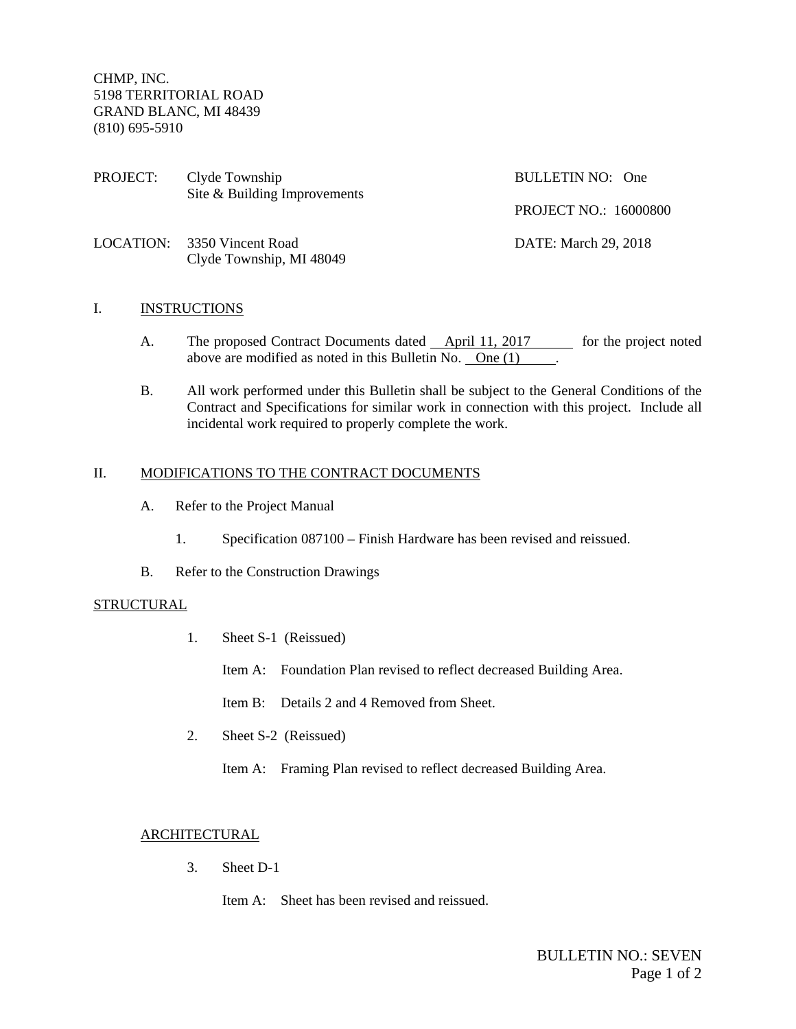CHMP, INC.
5198 TERRITORIAL ROAD
GRAND BLANC, MI 48439
(810) 695-5910

PROJECT: Clyde Township
Site & Building Improvements

BULLETIN NO: One

PROJECT NO.: 16000800

LOCATION: 3350 Vincent Road
Clyde Township, MI 48049

DATE: March 29, 2018

## I. INSTRUCTIONS

A. The proposed Contract Documents dated April 11, 2017 for the project noted above are modified as noted in this Bulletin No. One (1).

B. All work performed under this Bulletin shall be subject to the General Conditions of the Contract and Specifications for similar work in connection with this project. Include all incidental work required to properly complete the work.

## II. MODIFICATIONS TO THE CONTRACT DOCUMENTS

A. Refer to the Project Manual

1. Specification 087100 – Finish Hardware has been revised and reissued.

B. Refer to the Construction Drawings

### STRUCTURAL

1. Sheet S-1 (Reissued)

   Item A: Foundation Plan revised to reflect decreased Building Area.

   Item B: Details 2 and 4 Removed from Sheet.

2. Sheet S-2 (Reissued)

   Item A: Framing Plan revised to reflect decreased Building Area.

### ARCHITECTURAL

3. Sheet D-1

   Item A: Sheet has been revised and reissued.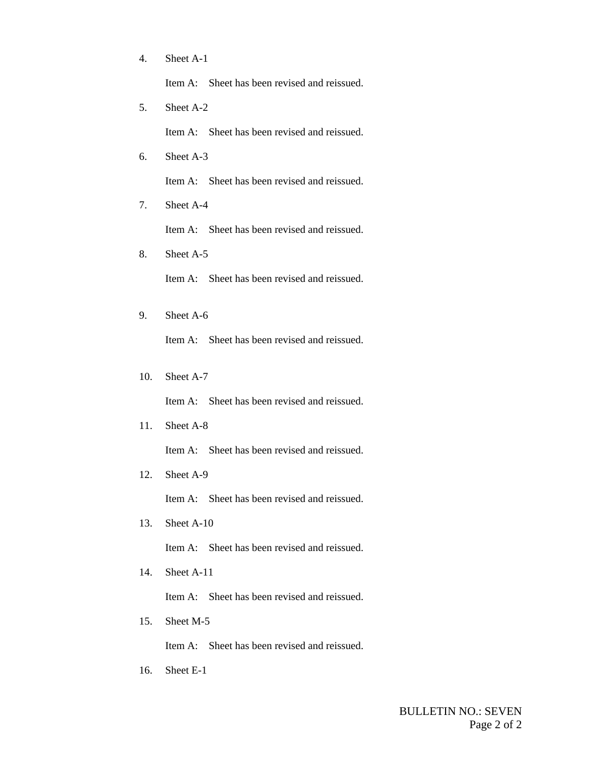4. Sheet A-1

   Item A: Sheet has been revised and reissued.

5. Sheet A-2

   Item A: Sheet has been revised and reissued.

6. Sheet A-3

   Item A: Sheet has been revised and reissued.

7. Sheet A-4

   Item A: Sheet has been revised and reissued.

8. Sheet A-5

   Item A: Sheet has been revised and reissued.

9. Sheet A-6

   Item A: Sheet has been revised and reissued.

10. Sheet A-7

    Item A: Sheet has been revised and reissued.

11. Sheet A-8

    Item A: Sheet has been revised and reissued.

12. Sheet A-9

    Item A: Sheet has been revised and reissued.

13. Sheet A-10

    Item A: Sheet has been revised and reissued.

14. Sheet A-11

    Item A: Sheet has been revised and reissued.

15. Sheet M-5

    Item A: Sheet has been revised and reissued.

16. Sheet E-1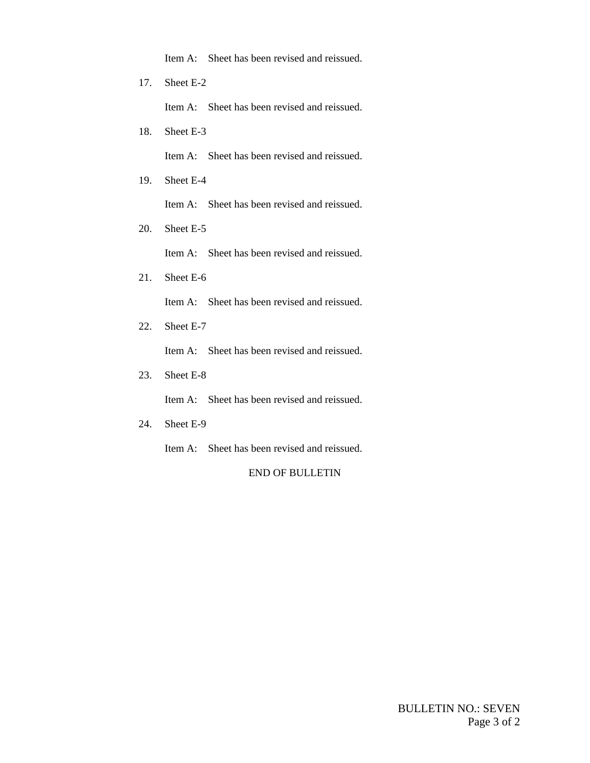Item A: Sheet has been revised and reissued.

17. Sheet E-2

    Item A: Sheet has been revised and reissued.

18. Sheet E-3

    Item A: Sheet has been revised and reissued.

19. Sheet E-4

    Item A: Sheet has been revised and reissued.

20. Sheet E-5

    Item A: Sheet has been revised and reissued.

21. Sheet E-6

    Item A: Sheet has been revised and reissued.

22. Sheet E-7

    Item A: Sheet has been revised and reissued.

23. Sheet E-8

    Item A: Sheet has been revised and reissued.

24. Sheet E-9

    Item A: Sheet has been revised and reissued.

END OF BULLETIN